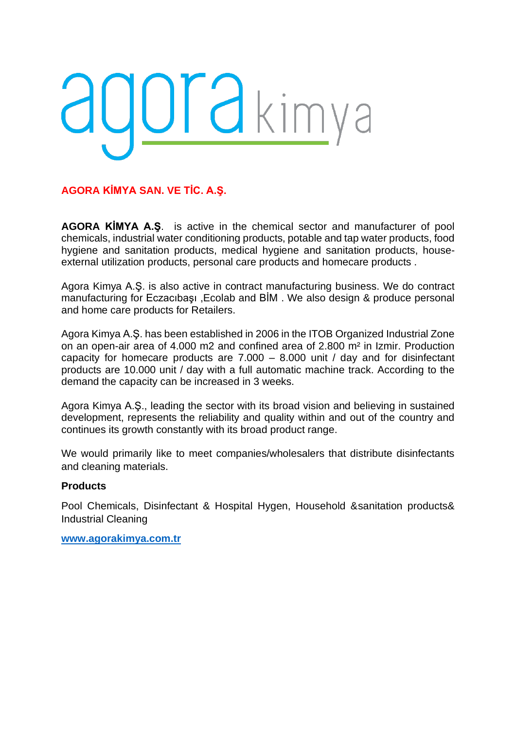agora kimya

**AGORA KİMYA SAN. VE TİC. A.Ş.**

**AGORA KİMYA A.Ş**. is active in the chemical sector and manufacturer of pool chemicals, industrial water conditioning products, potable and tap water products, food hygiene and sanitation products, medical hygiene and sanitation products, house-external utilization products, personal care products and homecare products .

Agora Kimya A.Ş. is also active in contract manufacturing business. We do contract manufacturing for Eczacıbaşı ,Ecolab and BİM . We also design & produce personal and home care products for Retailers.

Agora Kimya A.Ş. has been established in 2006 in the ITOB Organized Industrial Zone on an open-air area of 4.000 m2 and confined area of 2.800 m² in Izmir. Production capacity for homecare products are 7.000 – 8.000 unit / day and for disinfectant products are 10.000 unit / day with a full automatic machine track. According to the demand the capacity can be increased in 3 weeks.

Agora Kimya A.Ş., leading the sector with its broad vision and believing in sustained development, represents the reliability and quality within and out of the country and continues its growth constantly with its broad product range.

We would primarily like to meet companies/wholesalers that distribute disinfectants and cleaning materials.

**Products**

Pool Chemicals, Disinfectant & Hospital Hygen, Household &sanitation products& Industrial Cleaning

**www.agorakimya.com.tr**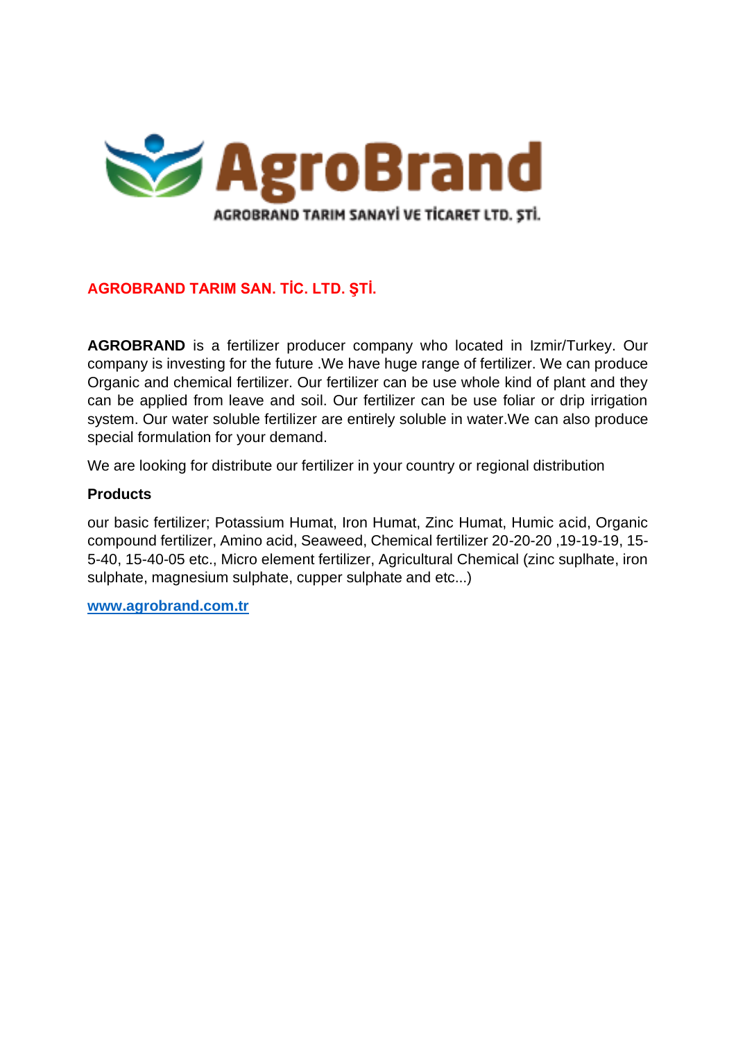AGROBRAND TARIM SANAYİ VE TİCARET LTD. ŞTİ.

## AGROBRAND TARIM SAN. TİC. LTD. ŞTİ.

**AGROBRAND** is a fertilizer producer company who located in Izmir/Turkey. Our company is investing for the future .We have huge range of fertilizer. We can produce Organic and chemical fertilizer. Our fertilizer can be use whole kind of plant and they can be applied from leave and soil. Our fertilizer can be use foliar or drip irrigation system. Our water soluble fertilizer are entirely soluble in water.We can also produce special formulation for your demand.

We are looking for distribute our fertilizer in your country or regional distribution

**Products**

our basic fertilizer; Potassium Humat, Iron Humat, Zinc Humat, Humic acid, Organic compound fertilizer, Amino acid, Seaweed, Chemical fertilizer 20-20-20 ,19-19-19, 15-5-40, 15-40-05 etc., Micro element fertilizer, Agricultural Chemical (zinc suplhate, iron sulphate, magnesium sulphate, cupper sulphate and etc...)

[www.agrobrand.com.tr](http://www.agrobrand.com.tr)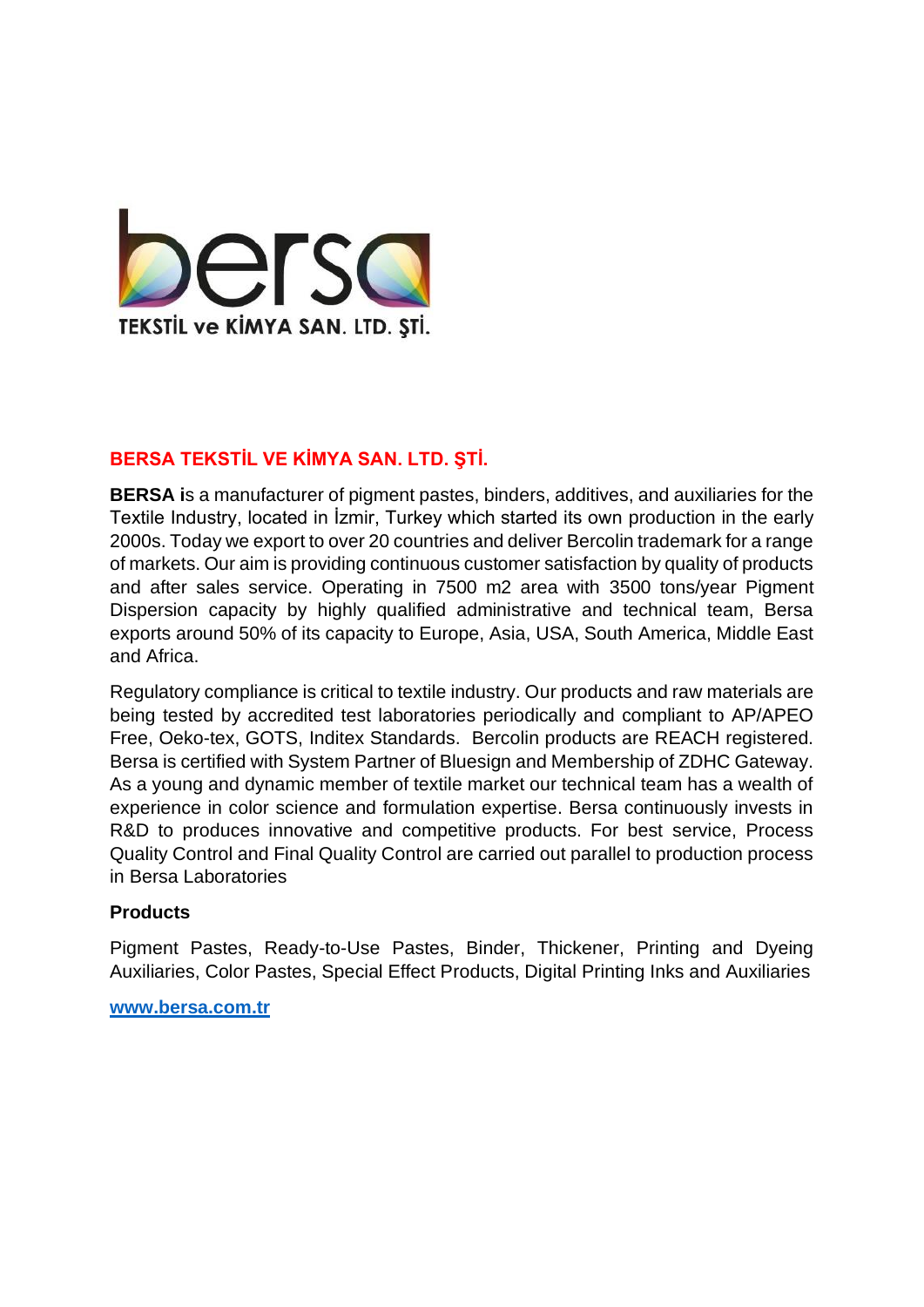## BERSA TEKSTİL VE KİMYA SAN. LTD. ŞTİ.

**BERSA i**s a manufacturer of pigment pastes, binders, additives, and auxiliaries for the Textile Industry, located in İzmir, Turkey which started its own production in the early 2000s. Today we export to over 20 countries and deliver Bercolin trademark for a range of markets. Our aim is providing continuous customer satisfaction by quality of products and after sales service. Operating in 7500 m2 area with 3500 tons/year Pigment Dispersion capacity by highly qualified administrative and technical team, Bersa exports around 50% of its capacity to Europe, Asia, USA, South America, Middle East and Africa.

Regulatory compliance is critical to textile industry. Our products and raw materials are being tested by accredited test laboratories periodically and compliant to AP/APEO Free, Oeko-tex, GOTS, Inditex Standards. Bercolin products are REACH registered. Bersa is certified with System Partner of Bluesign and Membership of ZDHC Gateway. As a young and dynamic member of textile market our technical team has a wealth of experience in color science and formulation expertise. Bersa continuously invests in R&D to produces innovative and competitive products. For best service, Process Quality Control and Final Quality Control are carried out parallel to production process in Bersa Laboratories

**Products**

Pigment Pastes, Ready-to-Use Pastes, Binder, Thickener, Printing and Dyeing Auxiliaries, Color Pastes, Special Effect Products, Digital Printing Inks and Auxiliaries

**www.bersa.com.tr**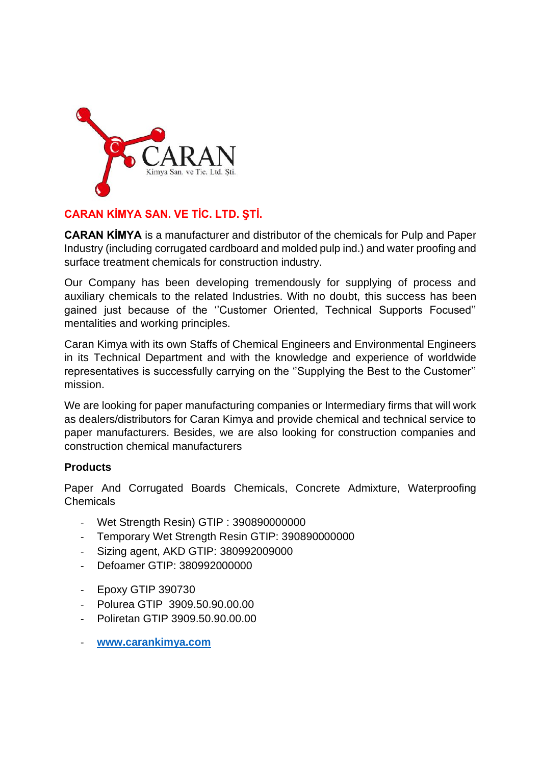CARAN
Kimya San. ve Tic. Ltd. Şti.

## CARAN KİMYA SAN. VE TİC. LTD. ŞTİ.

**CARAN KİMYA** is a manufacturer and distributor of the chemicals for Pulp and Paper Industry (including corrugated cardboard and molded pulp ind.) and water proofing and surface treatment chemicals for construction industry.

Our Company has been developing tremendously for supplying of process and auxiliary chemicals to the related Industries. With no doubt, this success has been gained just because of the ''Customer Oriented, Technical Supports Focused'' mentalities and working principles.

Caran Kimya with its own Staffs of Chemical Engineers and Environmental Engineers in its Technical Department and with the knowledge and experience of worldwide representatives is successfully carrying on the ''Supplying the Best to the Customer'' mission.

We are looking for paper manufacturing companies or Intermediary firms that will work as dealers/distributors for Caran Kimya and provide chemical and technical service to paper manufacturers. Besides, we are also looking for construction companies and construction chemical manufacturers

**Products**

Paper And Corrugated Boards Chemicals, Concrete Admixture, Waterproofing Chemicals

- Wet Strength Resin) GTIP : 390890000000
- Temporary Wet Strength Resin GTIP: 390890000000
- Sizing agent, AKD GTIP: 380992009000
- Defoamer GTIP: 380992000000

- Epoxy GTIP 390730
- Polurea GTIP 3909.50.90.00.00
- Poliretan GTIP 3909.50.90.00.00

- **www.carankimya.com**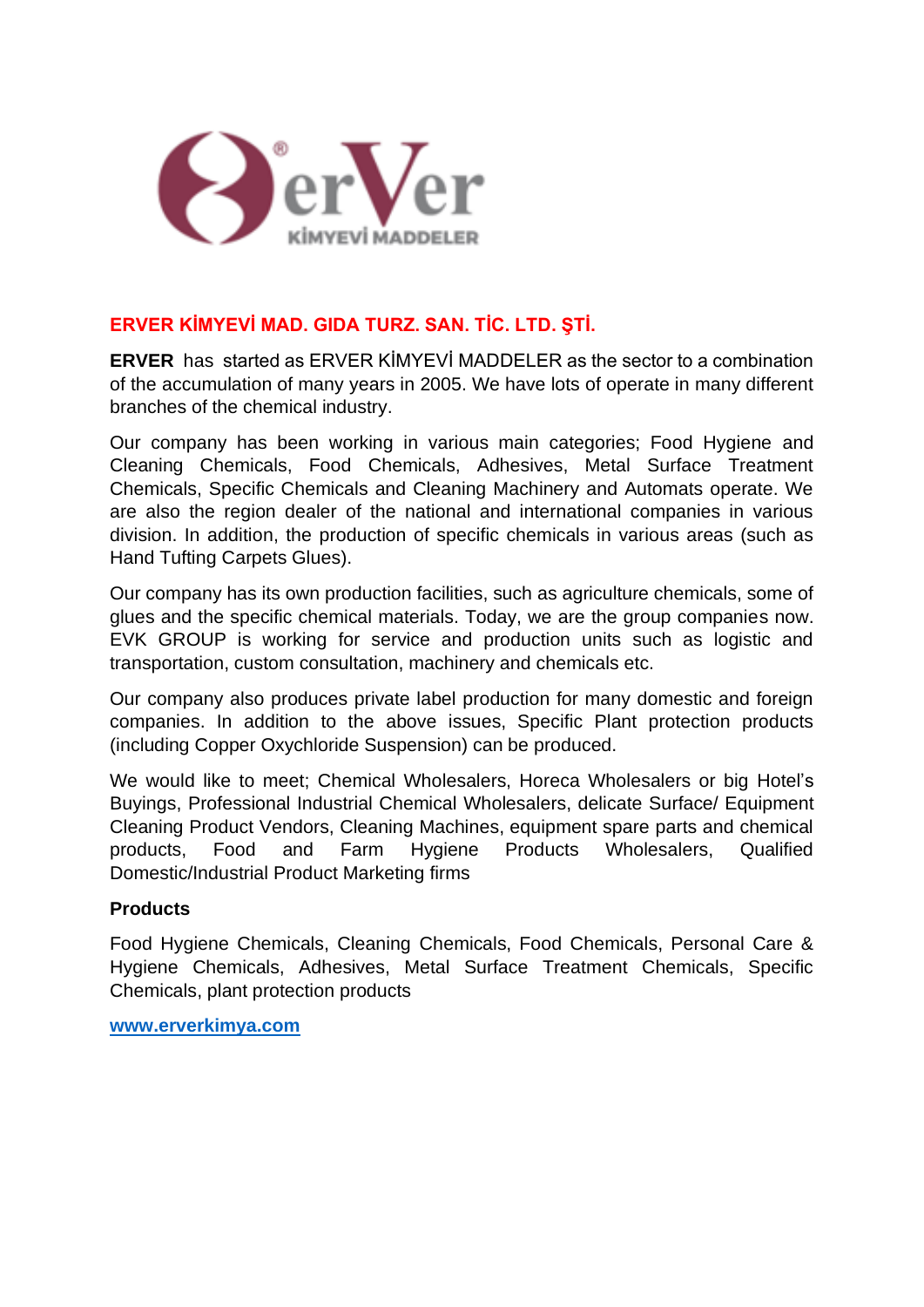## ERVER KİMYEVİ MAD. GIDA TURZ. SAN. TİC. LTD. ŞTİ.

**ERVER** has started as ERVER KİMYEVİ MADDELER as the sector to a combination of the accumulation of many years in 2005. We have lots of operate in many different branches of the chemical industry.

Our company has been working in various main categories; Food Hygiene and Cleaning Chemicals, Food Chemicals, Adhesives, Metal Surface Treatment Chemicals, Specific Chemicals and Cleaning Machinery and Automats operate. We are also the region dealer of the national and international companies in various division. In addition, the production of specific chemicals in various areas (such as Hand Tufting Carpets Glues).

Our company has its own production facilities, such as agriculture chemicals, some of glues and the specific chemical materials. Today, we are the group companies now. EVK GROUP is working for service and production units such as logistic and transportation, custom consultation, machinery and chemicals etc.

Our company also produces private label production for many domestic and foreign companies. In addition to the above issues, Specific Plant protection products (including Copper Oxychloride Suspension) can be produced.

We would like to meet; Chemical Wholesalers, Horeca Wholesalers or big Hotel's Buyings, Professional Industrial Chemical Wholesalers, delicate Surface/ Equipment Cleaning Product Vendors, Cleaning Machines, equipment spare parts and chemical products, Food and Farm Hygiene Products Wholesalers, Qualified Domestic/Industrial Product Marketing firms

**Products**

Food Hygiene Chemicals, Cleaning Chemicals, Food Chemicals, Personal Care & Hygiene Chemicals, Adhesives, Metal Surface Treatment Chemicals, Specific Chemicals, plant protection products

**www.erverkimya.com**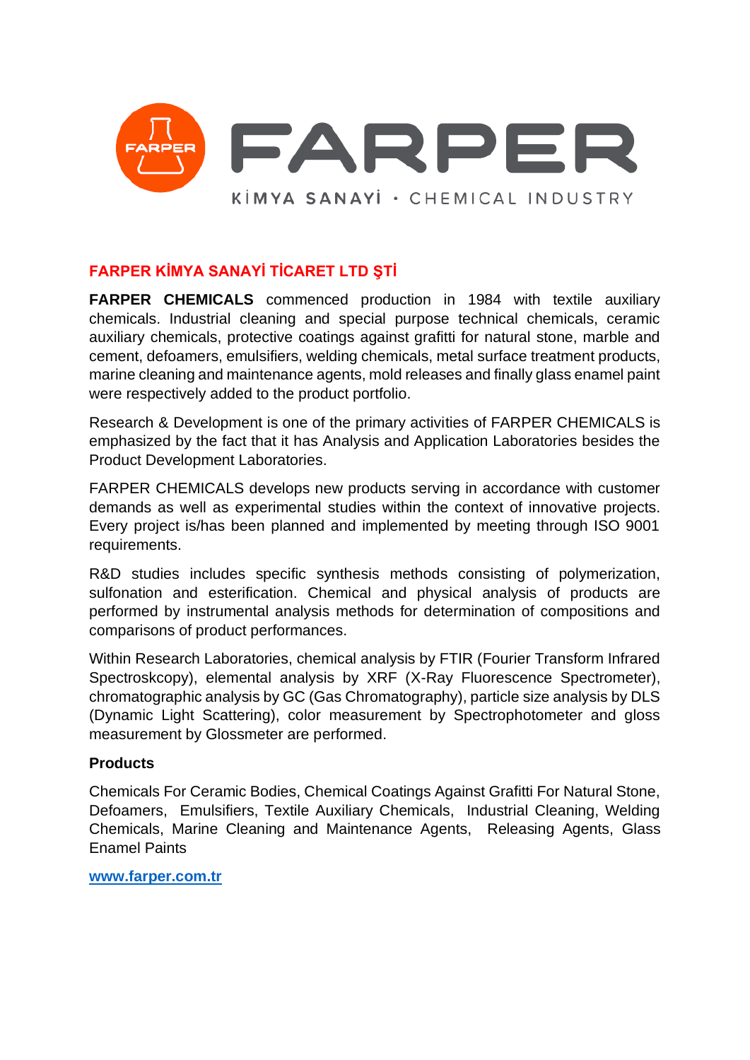FARPER

KİMYA SANAYİ • CHEMICAL INDUSTRY

## FARPER KİMYA SANAYİ TİCARET LTD ŞTİ

**FARPER CHEMICALS** commenced production in 1984 with textile auxiliary chemicals. Industrial cleaning and special purpose technical chemicals, ceramic auxiliary chemicals, protective coatings against grafitti for natural stone, marble and cement, defoamers, emulsifiers, welding chemicals, metal surface treatment products, marine cleaning and maintenance agents, mold releases and finally glass enamel paint were respectively added to the product portfolio.

Research & Development is one of the primary activities of FARPER CHEMICALS is emphasized by the fact that it has Analysis and Application Laboratories besides the Product Development Laboratories.

FARPER CHEMICALS develops new products serving in accordance with customer demands as well as experimental studies within the context of innovative projects. Every project is/has been planned and implemented by meeting through ISO 9001 requirements.

R&D studies includes specific synthesis methods consisting of polymerization, sulfonation and esterification. Chemical and physical analysis of products are performed by instrumental analysis methods for determination of compositions and comparisons of product performances.

Within Research Laboratories, chemical analysis by FTIR (Fourier Transform Infrared Spectroskcopy), elemental analysis by XRF (X-Ray Fluorescence Spectrometer), chromatographic analysis by GC (Gas Chromatography), particle size analysis by DLS (Dynamic Light Scattering), color measurement by Spectrophotometer and gloss measurement by Glossmeter are performed.

### Products

Chemicals For Ceramic Bodies, Chemical Coatings Against Grafitti For Natural Stone, Defoamers, Emulsifiers, Textile Auxiliary Chemicals, Industrial Cleaning, Welding Chemicals, Marine Cleaning and Maintenance Agents, Releasing Agents, Glass Enamel Paints

[www.farper.com.tr](http://www.farper.com.tr)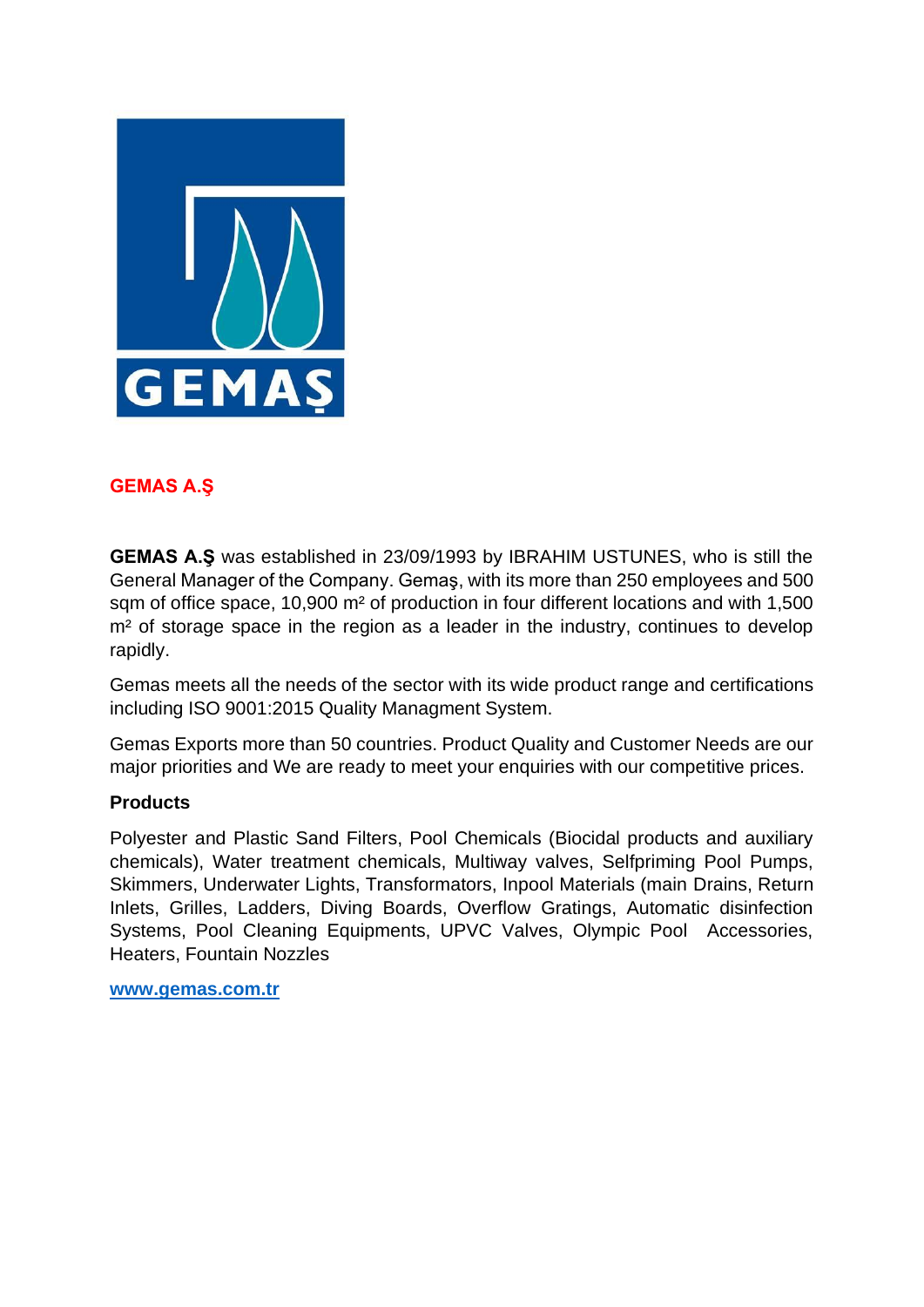## GEMAS A.Ş

**GEMAS A.Ş** was established in 23/09/1993 by IBRAHIM USTUNES, who is still the General Manager of the Company. Gemaş, with its more than 250 employees and 500 sqm of office space, 10,900 m² of production in four different locations and with 1,500 m² of storage space in the region as a leader in the industry, continues to develop rapidly.

Gemas meets all the needs of the sector with its wide product range and certifications including ISO 9001:2015 Quality Managment System.

Gemas Exports more than 50 countries. Product Quality and Customer Needs are our major priorities and We are ready to meet your enquiries with our competitive prices.

**Products**

Polyester and Plastic Sand Filters, Pool Chemicals (Biocidal products and auxiliary chemicals), Water treatment chemicals, Multiway valves, Selfpriming Pool Pumps, Skimmers, Underwater Lights, Transformators, Inpool Materials (main Drains, Return Inlets, Grilles, Ladders, Diving Boards, Overflow Gratings, Automatic disinfection Systems, Pool Cleaning Equipments, UPVC Valves, Olympic Pool Accessories, Heaters, Fountain Nozzles

**www.gemas.com.tr**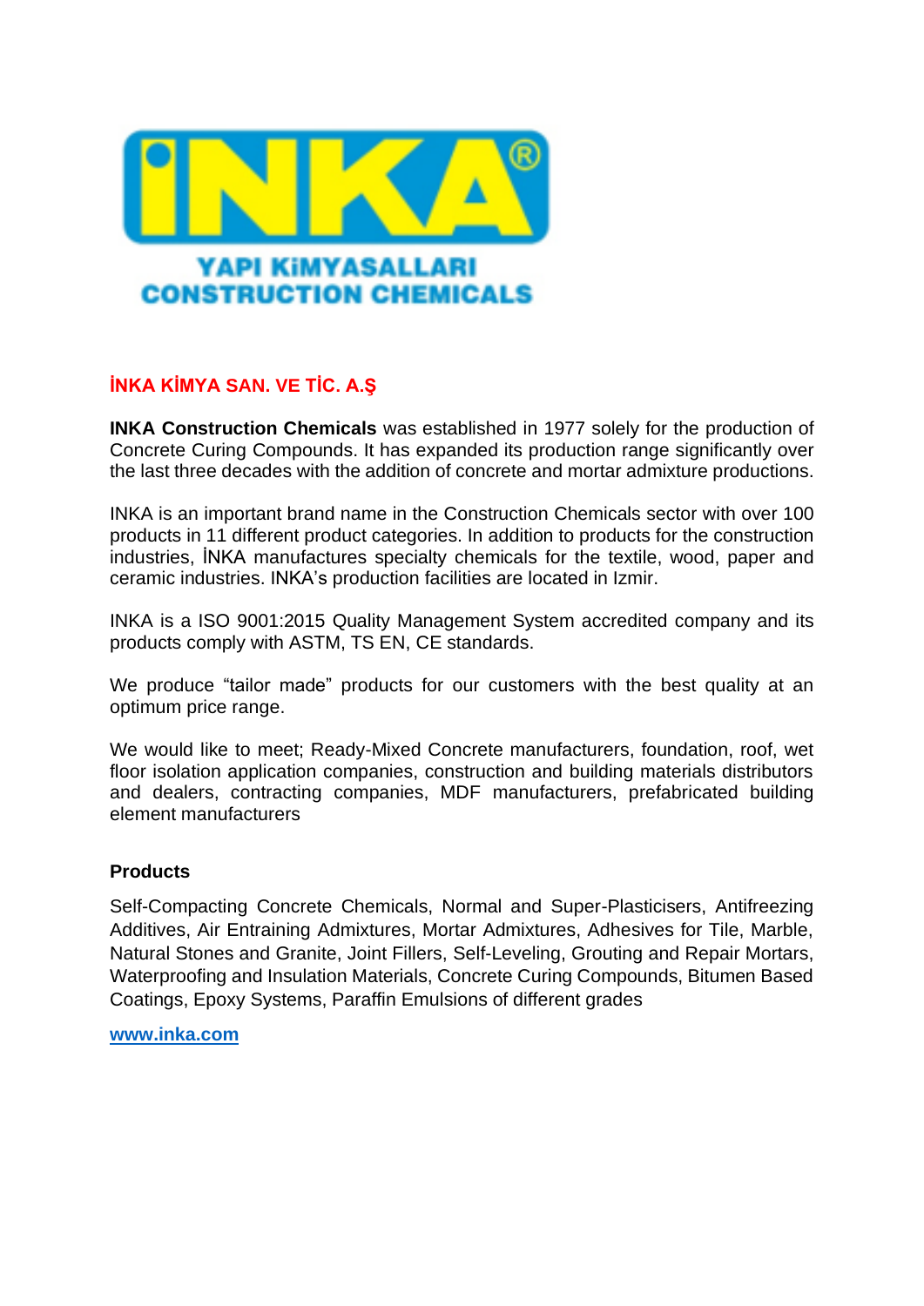İNKA

YAPI KiMYASALLARI
CONSTRUCTION CHEMICALS

## İNKA KİMYA SAN. VE TİC. A.Ş

**INKA Construction Chemicals** was established in 1977 solely for the production of Concrete Curing Compounds. It has expanded its production range significantly over the last three decades with the addition of concrete and mortar admixture productions.

INKA is an important brand name in the Construction Chemicals sector with over 100 products in 11 different product categories. In addition to products for the construction industries, İNKA manufactures specialty chemicals for the textile, wood, paper and ceramic industries. INKA's production facilities are located in Izmir.

INKA is a ISO 9001:2015 Quality Management System accredited company and its products comply with ASTM, TS EN, CE standards.

We produce "tailor made" products for our customers with the best quality at an optimum price range.

We would like to meet; Ready-Mixed Concrete manufacturers, foundation, roof, wet floor isolation application companies, construction and building materials distributors and dealers, contracting companies, MDF manufacturers, prefabricated building element manufacturers

### Products

Self-Compacting Concrete Chemicals, Normal and Super-Plasticisers, Antifreezing Additives, Air Entraining Admixtures, Mortar Admixtures, Adhesives for Tile, Marble, Natural Stones and Granite, Joint Fillers, Self-Leveling, Grouting and Repair Mortars, Waterproofing and Insulation Materials, Concrete Curing Compounds, Bitumen Based Coatings, Epoxy Systems, Paraffin Emulsions of different grades

**www.inka.com**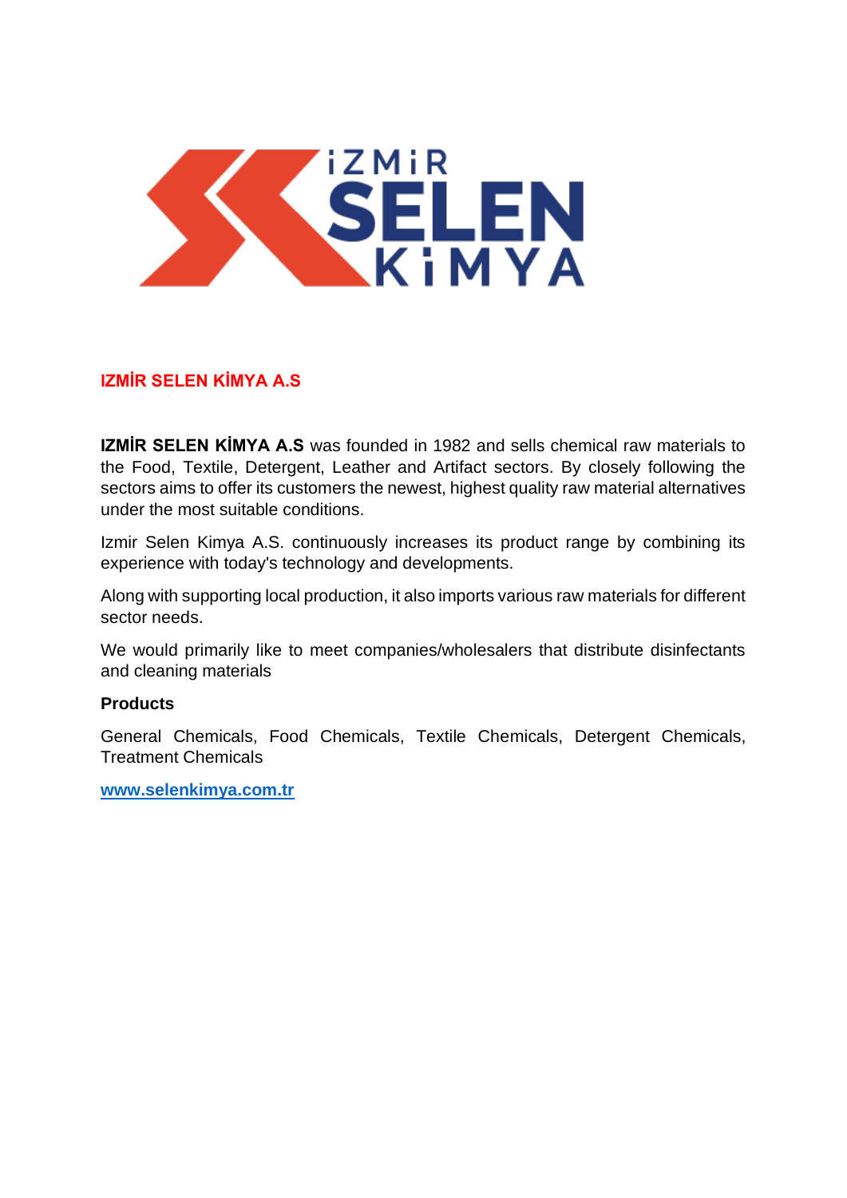## IZMİR SELEN KİMYA A.S

**IZMİR SELEN KİMYA A.S** was founded in 1982 and sells chemical raw materials to the Food, Textile, Detergent, Leather and Artifact sectors. By closely following the sectors aims to offer its customers the newest, highest quality raw material alternatives under the most suitable conditions.

Izmir Selen Kimya A.S. continuously increases its product range by combining its experience with today's technology and developments.

Along with supporting local production, it also imports various raw materials for different sector needs.

We would primarily like to meet companies/wholesalers that distribute disinfectants and cleaning materials

**Products**

General Chemicals, Food Chemicals, Textile Chemicals, Detergent Chemicals, Treatment Chemicals

[www.selenkimya.com.tr](http://www.selenkimya.com.tr)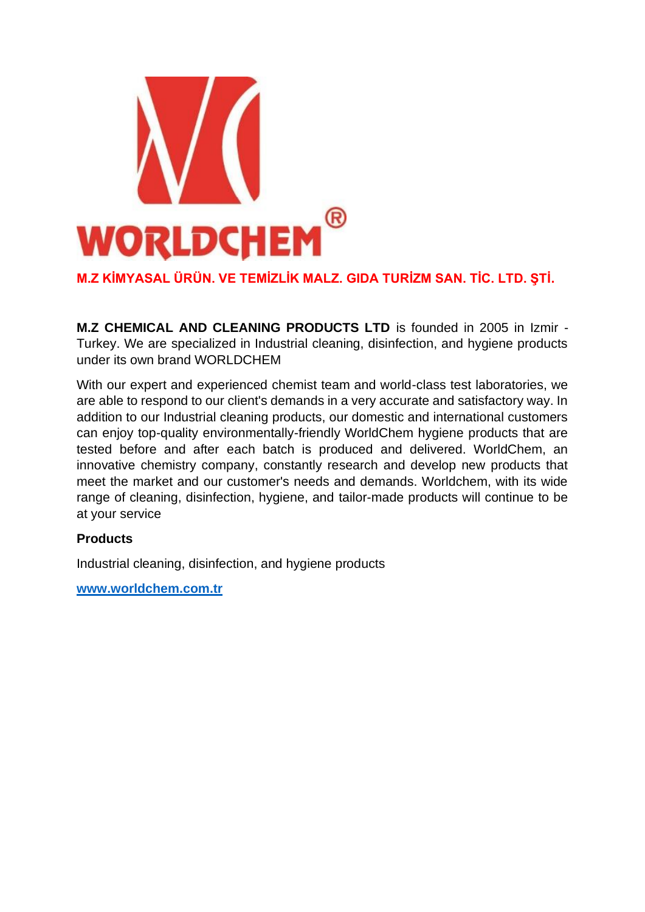WORLDCHEM®

**M.Z KİMYASAL ÜRÜN. VE TEMİZLİK MALZ. GIDA TURİZM SAN. TİC. LTD. ŞTİ.**

**M.Z CHEMICAL AND CLEANING PRODUCTS LTD** is founded in 2005 in Izmir - Turkey. We are specialized in Industrial cleaning, disinfection, and hygiene products under its own brand WORLDCHEM

With our expert and experienced chemist team and world-class test laboratories, we are able to respond to our client's demands in a very accurate and satisfactory way. In addition to our Industrial cleaning products, our domestic and international customers can enjoy top-quality environmentally-friendly WorldChem hygiene products that are tested before and after each batch is produced and delivered. WorldChem, an innovative chemistry company, constantly research and develop new products that meet the market and our customer's needs and demands. Worldchem, with its wide range of cleaning, disinfection, hygiene, and tailor-made products will continue to be at your service

**Products**

Industrial cleaning, disinfection, and hygiene products

**www.worldchem.com.tr**